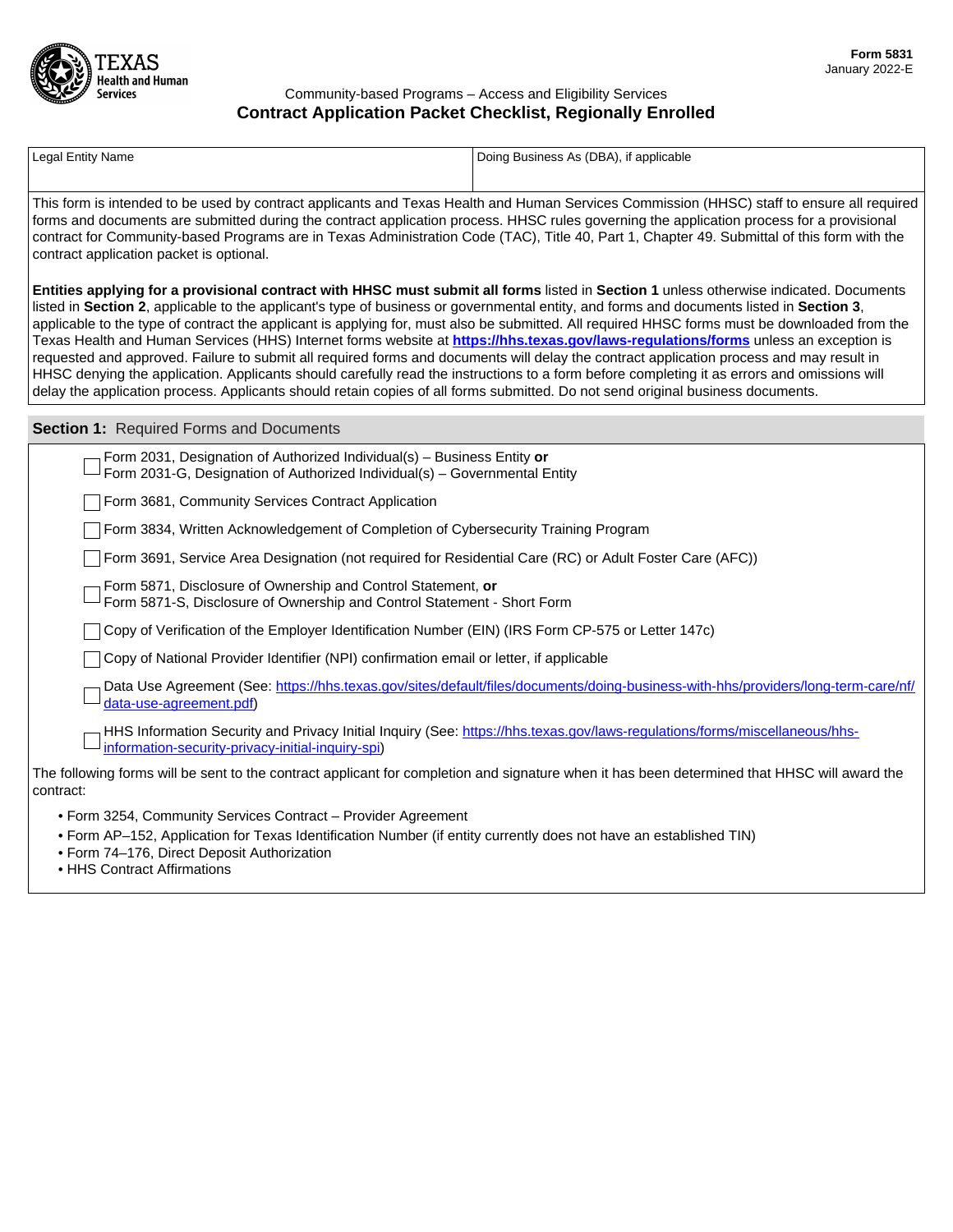Form 5831
January 2022-E

Community-based Programs – Access and Eligibility Services

# Contract Application Packet Checklist, Regionally Enrolled

| Legal Entity Name | Doing Business As (DBA), if applicable |
|---|---|
| | |

This form is intended to be used by contract applicants and Texas Health and Human Services Commission (HHSC) staff to ensure all required forms and documents are submitted during the contract application process. HHSC rules governing the application process for a provisional contract for Community-based Programs are in Texas Administration Code (TAC), Title 40, Part 1, Chapter 49. Submittal of this form with the contract application packet is optional.

**Entities applying for a provisional contract with HHSC must submit all forms** listed in **Section 1** unless otherwise indicated. Documents listed in **Section 2**, applicable to the applicant's type of business or governmental entity, and forms and documents listed in **Section 3**, applicable to the type of contract the applicant is applying for, must also be submitted. All required HHSC forms must be downloaded from the Texas Health and Human Services (HHS) Internet forms website at **https://hhs.texas.gov/laws-regulations/forms** unless an exception is requested and approved. Failure to submit all required forms and documents will delay the contract application process and may result in HHSC denying the application. Applicants should carefully read the instructions to a form before completing it as errors and omissions will delay the application process. Applicants should retain copies of all forms submitted. Do not send original business documents.

## Section 1: Required Forms and Documents

- ☐ Form 2031, Designation of Authorized Individual(s) – Business Entity **or** Form 2031-G, Designation of Authorized Individual(s) – Governmental Entity
- ☐ Form 3681, Community Services Contract Application
- ☐ Form 3834, Written Acknowledgement of Completion of Cybersecurity Training Program
- ☐ Form 3691, Service Area Designation (not required for Residential Care (RC) or Adult Foster Care (AFC))
- ☐ Form 5871, Disclosure of Ownership and Control Statement, **or** Form 5871-S, Disclosure of Ownership and Control Statement - Short Form
- ☐ Copy of Verification of the Employer Identification Number (EIN) (IRS Form CP-575 or Letter 147c)
- ☐ Copy of National Provider Identifier (NPI) confirmation email or letter, if applicable
- ☐ Data Use Agreement (See: https://hhs.texas.gov/sites/default/files/documents/doing-business-with-hhs/providers/long-term-care/nf/data-use-agreement.pdf)
- ☐ HHS Information Security and Privacy Initial Inquiry (See: https://hhs.texas.gov/laws-regulations/forms/miscellaneous/hhs-information-security-privacy-initial-inquiry-spi)

The following forms will be sent to the contract applicant for completion and signature when it has been determined that HHSC will award the contract:

- Form 3254, Community Services Contract – Provider Agreement
- Form AP–152, Application for Texas Identification Number (if entity currently does not have an established TIN)
- Form 74–176, Direct Deposit Authorization
- HHS Contract Affirmations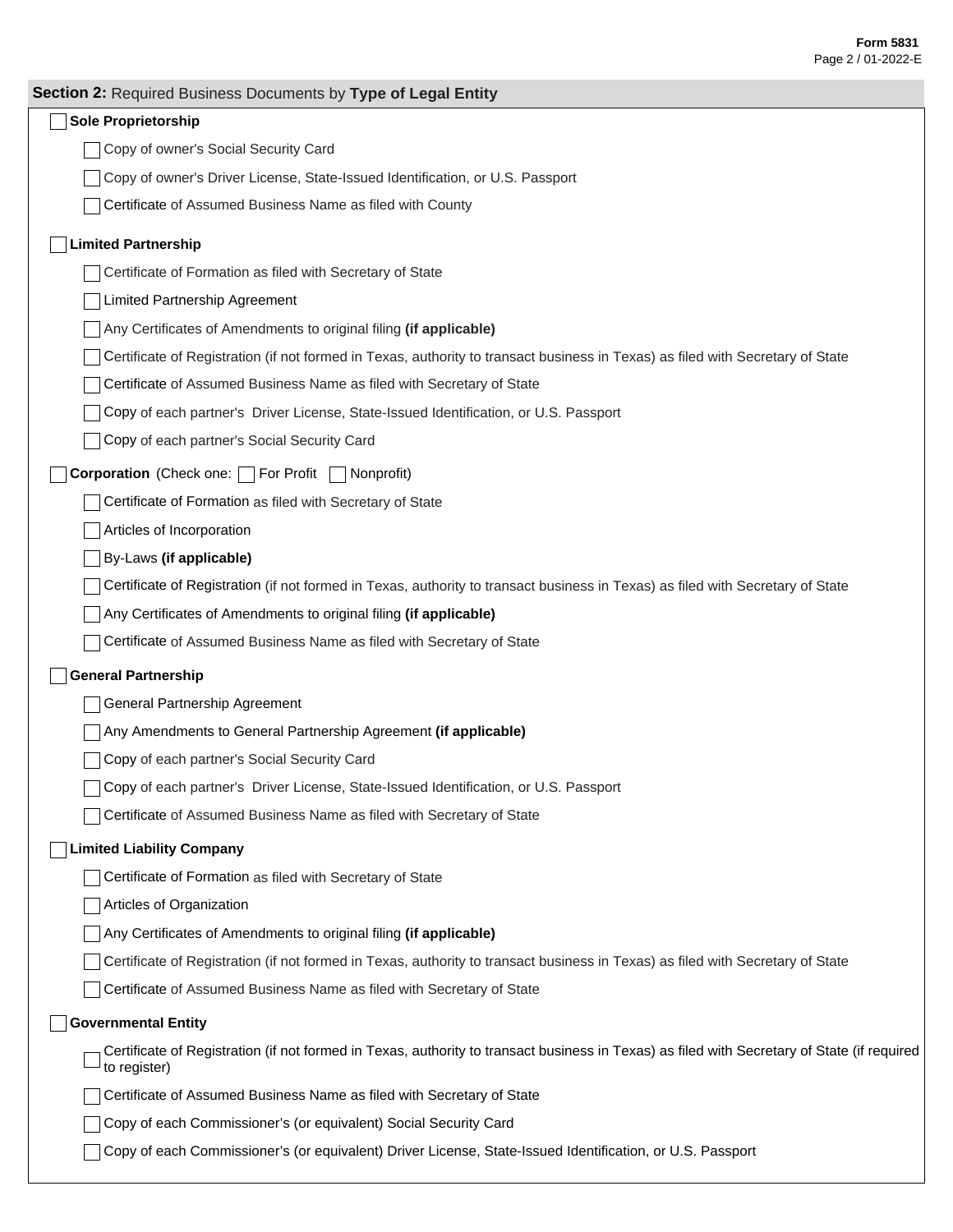## Section 2: Required Business Documents by **Type of Legal Entity**

- [ ] **Sole Proprietorship**
  - [ ] Copy of owner's Social Security Card
  - [ ] Copy of owner's Driver License, State-Issued Identification, or U.S. Passport
  - [ ] Certificate of Assumed Business Name as filed with County

- [ ] **Limited Partnership**
  - [ ] Certificate of Formation as filed with Secretary of State
  - [ ] Limited Partnership Agreement
  - [ ] Any Certificates of Amendments to original filing **(if applicable)**
  - [ ] Certificate of Registration (if not formed in Texas, authority to transact business in Texas) as filed with Secretary of State
  - [ ] Certificate of Assumed Business Name as filed with Secretary of State
  - [ ] Copy of each partner's Driver License, State-Issued Identification, or U.S. Passport
  - [ ] Copy of each partner's Social Security Card

- [ ] **Corporation** (Check one: [ ] For Profit [ ] Nonprofit)
  - [ ] Certificate of Formation as filed with Secretary of State
  - [ ] Articles of Incorporation
  - [ ] By-Laws **(if applicable)**
  - [ ] Certificate of Registration (if not formed in Texas, authority to transact business in Texas) as filed with Secretary of State
  - [ ] Any Certificates of Amendments to original filing **(if applicable)**
  - [ ] Certificate of Assumed Business Name as filed with Secretary of State

- [ ] **General Partnership**
  - [ ] General Partnership Agreement
  - [ ] Any Amendments to General Partnership Agreement **(if applicable)**
  - [ ] Copy of each partner's Social Security Card
  - [ ] Copy of each partner's Driver License, State-Issued Identification, or U.S. Passport
  - [ ] Certificate of Assumed Business Name as filed with Secretary of State

- [ ] **Limited Liability Company**
  - [ ] Certificate of Formation as filed with Secretary of State
  - [ ] Articles of Organization
  - [ ] Any Certificates of Amendments to original filing **(if applicable)**
  - [ ] Certificate of Registration (if not formed in Texas, authority to transact business in Texas) as filed with Secretary of State
  - [ ] Certificate of Assumed Business Name as filed with Secretary of State

- [ ] **Governmental Entity**
  - [ ] Certificate of Registration (if not formed in Texas, authority to transact business in Texas) as filed with Secretary of State (if required to register)
  - [ ] Certificate of Assumed Business Name as filed with Secretary of State
  - [ ] Copy of each Commissioner's (or equivalent) Social Security Card
  - [ ] Copy of each Commissioner's (or equivalent) Driver License, State-Issued Identification, or U.S. Passport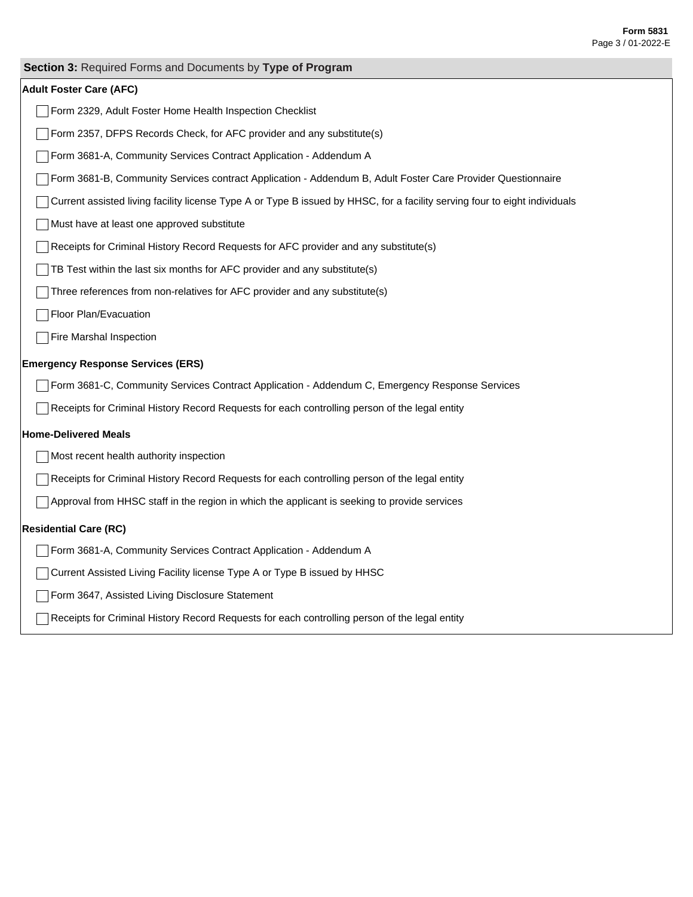## Section 3: Required Forms and Documents by Type of Program

**Adult Foster Care (AFC)**

- [ ] Form 2329, Adult Foster Home Health Inspection Checklist
- [ ] Form 2357, DFPS Records Check, for AFC provider and any substitute(s)
- [ ] Form 3681-A, Community Services Contract Application - Addendum A
- [ ] Form 3681-B, Community Services contract Application - Addendum B, Adult Foster Care Provider Questionnaire
- [ ] Current assisted living facility license Type A or Type B issued by HHSC, for a facility serving four to eight individuals
- [ ] Must have at least one approved substitute
- [ ] Receipts for Criminal History Record Requests for AFC provider and any substitute(s)
- [ ] TB Test within the last six months for AFC provider and any substitute(s)
- [ ] Three references from non-relatives for AFC provider and any substitute(s)
- [ ] Floor Plan/Evacuation
- [ ] Fire Marshal Inspection

**Emergency Response Services (ERS)**

- [ ] Form 3681-C, Community Services Contract Application - Addendum C, Emergency Response Services
- [ ] Receipts for Criminal History Record Requests for each controlling person of the legal entity

**Home-Delivered Meals**

- [ ] Most recent health authority inspection
- [ ] Receipts for Criminal History Record Requests for each controlling person of the legal entity
- [ ] Approval from HHSC staff in the region in which the applicant is seeking to provide services

**Residential Care (RC)**

- [ ] Form 3681-A, Community Services Contract Application - Addendum A
- [ ] Current Assisted Living Facility license Type A or Type B issued by HHSC
- [ ] Form 3647, Assisted Living Disclosure Statement
- [ ] Receipts for Criminal History Record Requests for each controlling person of the legal entity